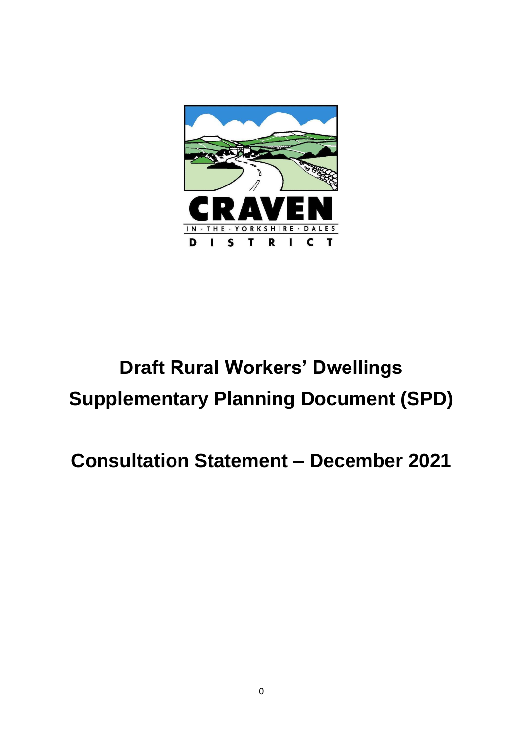CRAVEN

IN · THE · YORKSHIRE · DALES

DISTRICT

# Draft Rural Workers' Dwellings Supplementary Planning Document (SPD)

## Consultation Statement – December 2021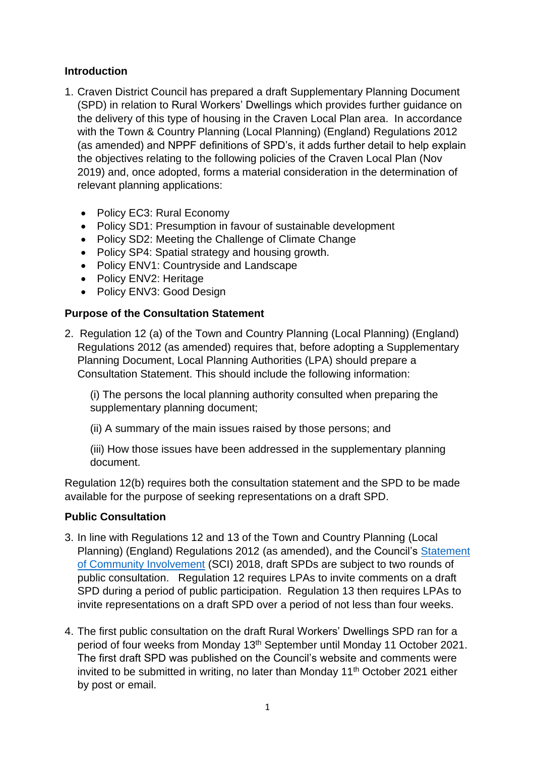## Introduction

1. Craven District Council has prepared a draft Supplementary Planning Document (SPD) in relation to Rural Workers' Dwellings which provides further guidance on the delivery of this type of housing in the Craven Local Plan area. In accordance with the Town & Country Planning (Local Planning) (England) Regulations 2012 (as amended) and NPPF definitions of SPD's, it adds further detail to help explain the objectives relating to the following policies of the Craven Local Plan (Nov 2019) and, once adopted, forms a material consideration in the determination of relevant planning applications:

   - Policy EC3: Rural Economy
   - Policy SD1: Presumption in favour of sustainable development
   - Policy SD2: Meeting the Challenge of Climate Change
   - Policy SP4: Spatial strategy and housing growth.
   - Policy ENV1: Countryside and Landscape
   - Policy ENV2: Heritage
   - Policy ENV3: Good Design

## Purpose of the Consultation Statement

2. Regulation 12 (a) of the Town and Country Planning (Local Planning) (England) Regulations 2012 (as amended) requires that, before adopting a Supplementary Planning Document, Local Planning Authorities (LPA) should prepare a Consultation Statement. This should include the following information:

   (i) The persons the local planning authority consulted when preparing the supplementary planning document;

   (ii) A summary of the main issues raised by those persons; and

   (iii) How those issues have been addressed in the supplementary planning document.

Regulation 12(b) requires both the consultation statement and the SPD to be made available for the purpose of seeking representations on a draft SPD.

## Public Consultation

3. In line with Regulations 12 and 13 of the Town and Country Planning (Local Planning) (England) Regulations 2012 (as amended), and the Council's Statement of Community Involvement (SCI) 2018, draft SPDs are subject to two rounds of public consultation. Regulation 12 requires LPAs to invite comments on a draft SPD during a period of public participation. Regulation 13 then requires LPAs to invite representations on a draft SPD over a period of not less than four weeks.

4. The first public consultation on the draft Rural Workers' Dwellings SPD ran for a period of four weeks from Monday 13th September until Monday 11 October 2021. The first draft SPD was published on the Council's website and comments were invited to be submitted in writing, no later than Monday 11th October 2021 either by post or email.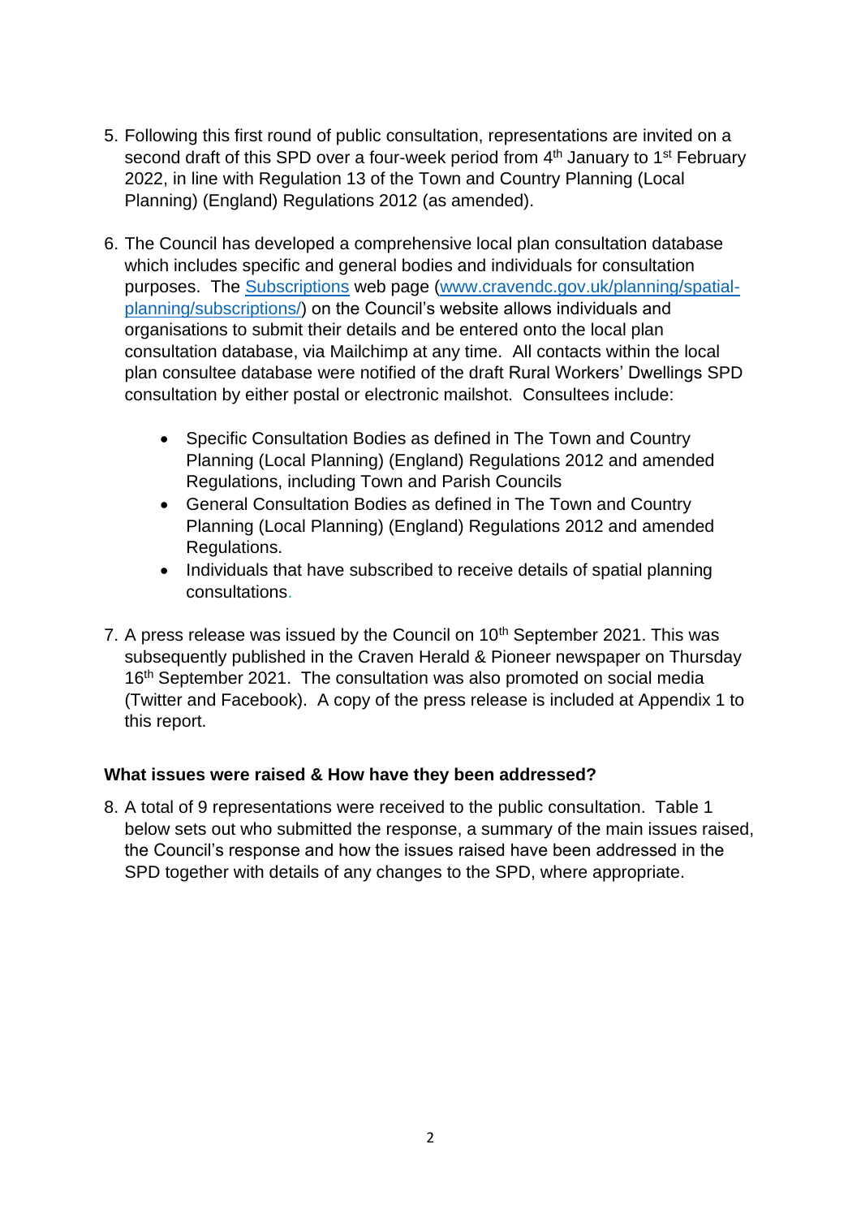5. Following this first round of public consultation, representations are invited on a second draft of this SPD over a four-week period from 4th January to 1st February 2022, in line with Regulation 13 of the Town and Country Planning (Local Planning) (England) Regulations 2012 (as amended).

6. The Council has developed a comprehensive local plan consultation database which includes specific and general bodies and individuals for consultation purposes. The [Subscriptions](www.cravendc.gov.uk/planning/spatial-planning/subscriptions/) web page ([www.cravendc.gov.uk/planning/spatial-planning/subscriptions/](www.cravendc.gov.uk/planning/spatial-planning/subscriptions/)) on the Council's website allows individuals and organisations to submit their details and be entered onto the local plan consultation database, via Mailchimp at any time. All contacts within the local plan consultee database were notified of the draft Rural Workers' Dwellings SPD consultation by either postal or electronic mailshot. Consultees include:

    - Specific Consultation Bodies as defined in The Town and Country Planning (Local Planning) (England) Regulations 2012 and amended Regulations, including Town and Parish Councils
    - General Consultation Bodies as defined in The Town and Country Planning (Local Planning) (England) Regulations 2012 and amended Regulations.
    - Individuals that have subscribed to receive details of spatial planning consultations.

7. A press release was issued by the Council on 10th September 2021. This was subsequently published in the Craven Herald & Pioneer newspaper on Thursday 16th September 2021. The consultation was also promoted on social media (Twitter and Facebook). A copy of the press release is included at Appendix 1 to this report.

**What issues were raised & How have they been addressed?**

8. A total of 9 representations were received to the public consultation. Table 1 below sets out who submitted the response, a summary of the main issues raised, the Council's response and how the issues raised have been addressed in the SPD together with details of any changes to the SPD, where appropriate.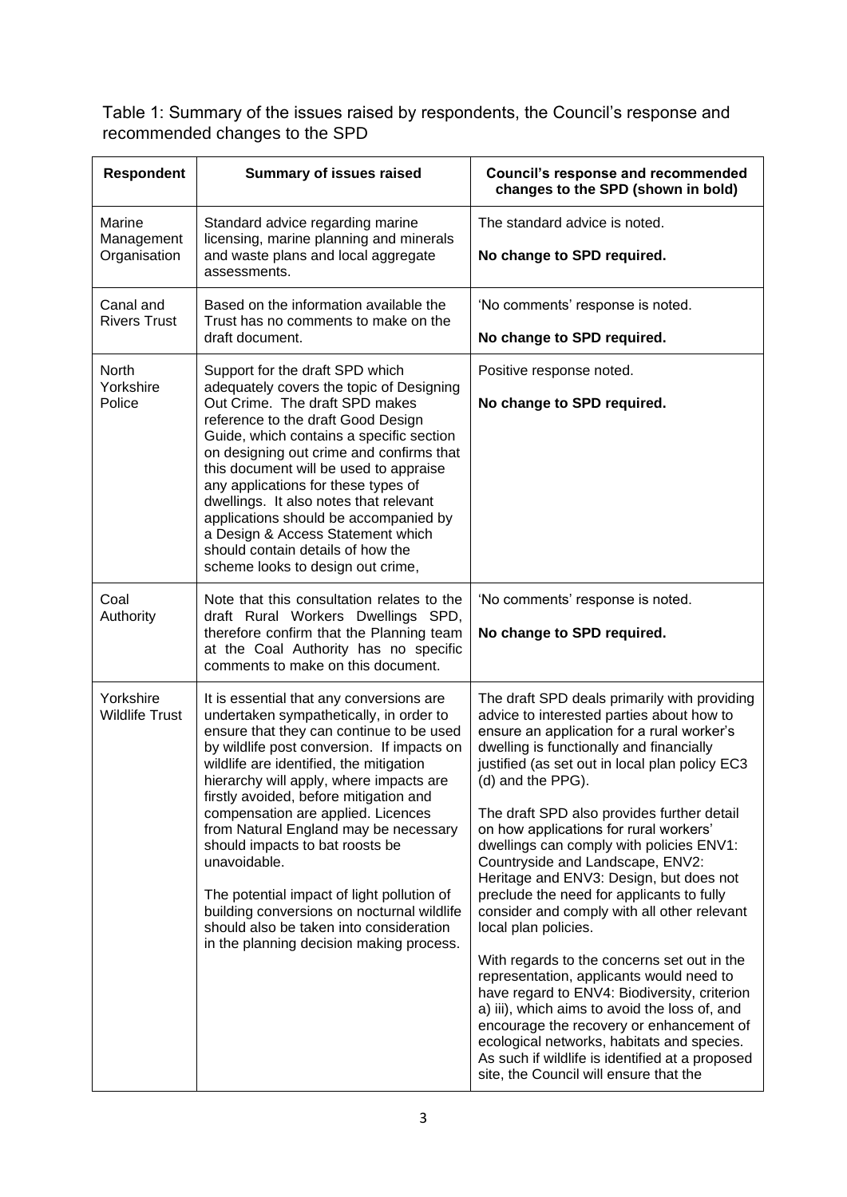Table 1: Summary of the issues raised by respondents, the Council's response and recommended changes to the SPD

| Respondent | Summary of issues raised | Council's response and recommended changes to the SPD (shown in bold) |
|---|---|---|
| Marine Management Organisation | Standard advice regarding marine licensing, marine planning and minerals and waste plans and local aggregate assessments. | The standard advice is noted.<br><br>**No change to SPD required.** |
| Canal and Rivers Trust | Based on the information available the Trust has no comments to make on the draft document. | 'No comments' response is noted.<br><br>**No change to SPD required.** |
| North Yorkshire Police | Support for the draft SPD which adequately covers the topic of Designing Out Crime. The draft SPD makes reference to the draft Good Design Guide, which contains a specific section on designing out crime and confirms that this document will be used to appraise any applications for these types of dwellings. It also notes that relevant applications should be accompanied by a Design & Access Statement which should contain details of how the scheme looks to design out crime, | Positive response noted.<br><br>**No change to SPD required.** |
| Coal Authority | Note that this consultation relates to the draft Rural Workers Dwellings SPD, therefore confirm that the Planning team at the Coal Authority has no specific comments to make on this document. | 'No comments' response is noted.<br><br>**No change to SPD required.** |
| Yorkshire Wildlife Trust | It is essential that any conversions are undertaken sympathetically, in order to ensure that they can continue to be used by wildlife post conversion. If impacts on wildlife are identified, the mitigation hierarchy will apply, where impacts are firstly avoided, before mitigation and compensation are applied. Licences from Natural England may be necessary should impacts to bat roosts be unavoidable.<br><br>The potential impact of light pollution of building conversions on nocturnal wildlife should also be taken into consideration in the planning decision making process. | The draft SPD deals primarily with providing advice to interested parties about how to ensure an application for a rural worker's dwelling is functionally and financially justified (as set out in local plan policy EC3 (d) and the PPG).<br><br>The draft SPD also provides further detail on how applications for rural workers' dwellings can comply with policies ENV1: Countryside and Landscape, ENV2: Heritage and ENV3: Design, but does not preclude the need for applicants to fully consider and comply with all other relevant local plan policies.<br><br>With regards to the concerns set out in the representation, applicants would need to have regard to ENV4: Biodiversity, criterion a) iii), which aims to avoid the loss of, and encourage the recovery or enhancement of ecological networks, habitats and species. As such if wildlife is identified at a proposed site, the Council will ensure that the |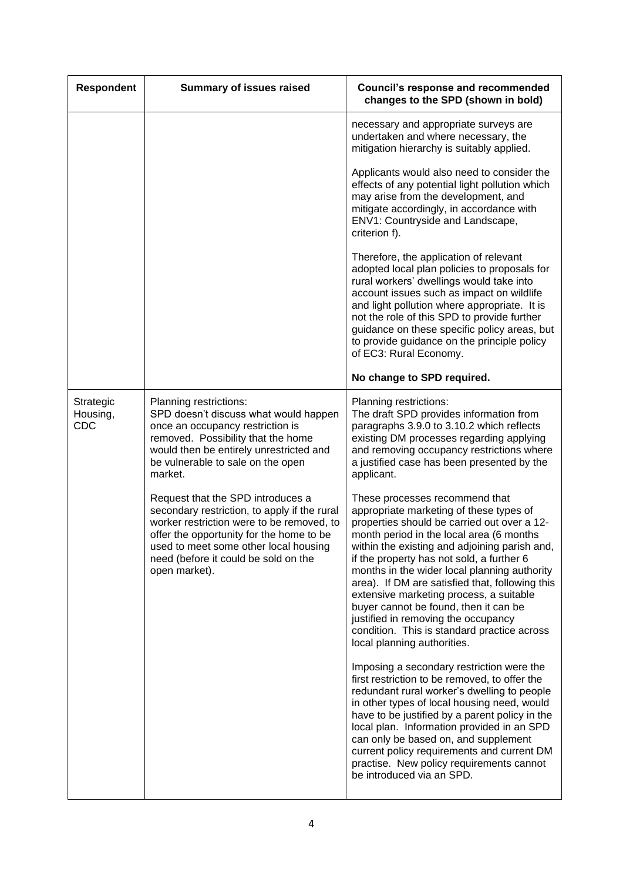| Respondent | Summary of issues raised | Council's response and recommended changes to the SPD (shown in bold) |
| --- | --- | --- |
| | | necessary and appropriate surveys are undertaken and where necessary, the mitigation hierarchy is suitably applied.<br><br>Applicants would also need to consider the effects of any potential light pollution which may arise from the development, and mitigate accordingly, in accordance with ENV1: Countryside and Landscape, criterion f).<br><br>Therefore, the application of relevant adopted local plan policies to proposals for rural workers' dwellings would take into account issues such as impact on wildlife and light pollution where appropriate. It is not the role of this SPD to provide further guidance on these specific policy areas, but to provide guidance on the principle policy of EC3: Rural Economy.<br><br>**No change to SPD required.** |
| Strategic Housing, CDC | Planning restrictions:<br>SPD doesn't discuss what would happen once an occupancy restriction is removed. Possibility that the home would then be entirely unrestricted and be vulnerable to sale on the open market.<br><br>Request that the SPD introduces a secondary restriction, to apply if the rural worker restriction were to be removed, to offer the opportunity for the home to be used to meet some other local housing need (before it could be sold on the open market). | Planning restrictions:<br>The draft SPD provides information from paragraphs 3.9.0 to 3.10.2 which reflects existing DM processes regarding applying and removing occupancy restrictions where a justified case has been presented by the applicant.<br><br>These processes recommend that appropriate marketing of these types of properties should be carried out over a 12-month period in the local area (6 months within the existing and adjoining parish and, if the property has not sold, a further 6 months in the wider local planning authority area). If DM are satisfied that, following this extensive marketing process, a suitable buyer cannot be found, then it can be justified in removing the occupancy condition. This is standard practice across local planning authorities.<br><br>Imposing a secondary restriction were the first restriction to be removed, to offer the redundant rural worker's dwelling to people in other types of local housing need, would have to be justified by a parent policy in the local plan. Information provided in an SPD can only be based on, and supplement current policy requirements and current DM practise. New policy requirements cannot be introduced via an SPD. |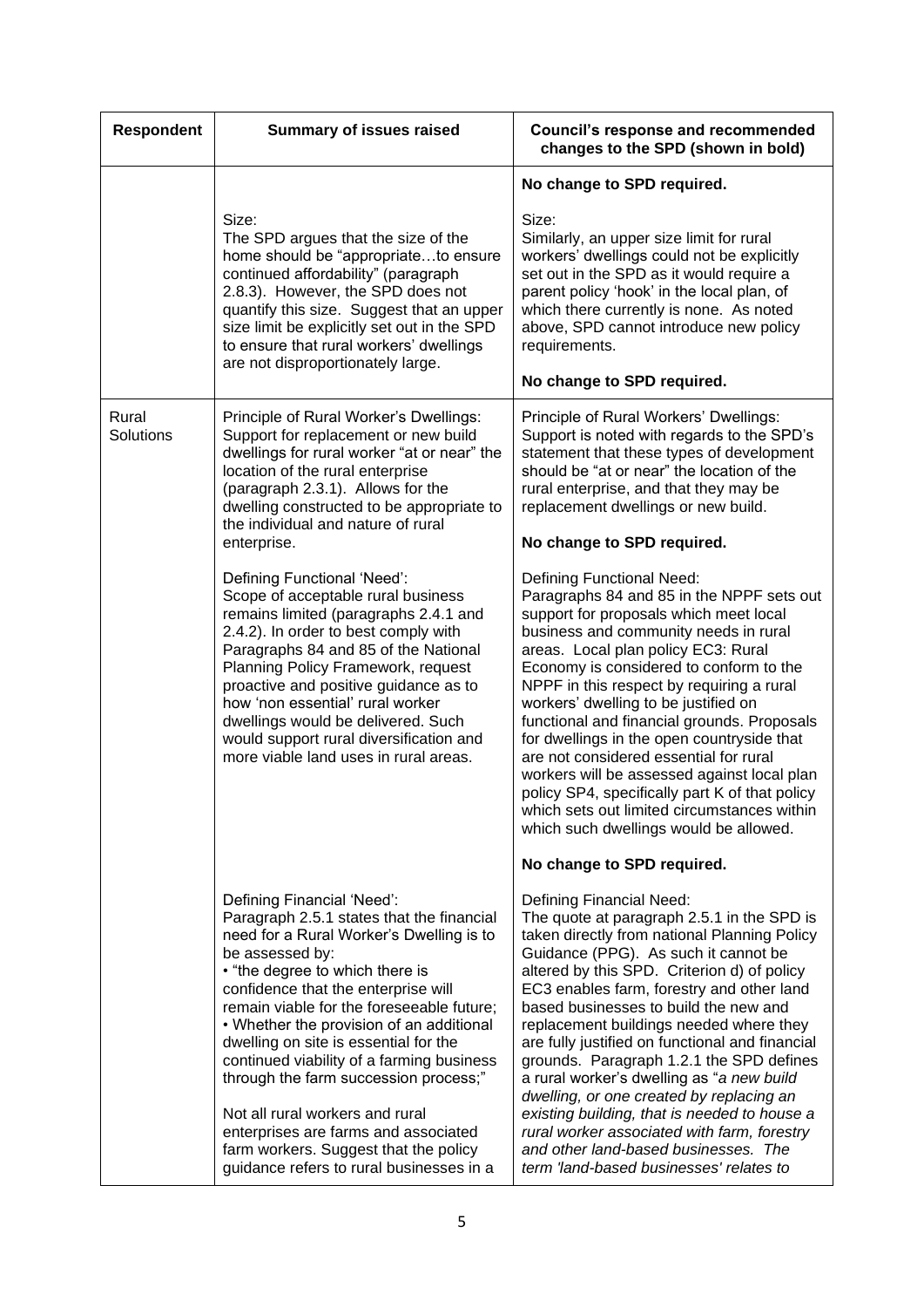| Respondent | Summary of issues raised | Council's response and recommended changes to the SPD (shown in bold) |
|---|---|---|
| | | **No change to SPD required.** |
| | Size:<br>The SPD argues that the size of the home should be "appropriate…to ensure continued affordability" (paragraph 2.8.3). However, the SPD does not quantify this size. Suggest that an upper size limit be explicitly set out in the SPD to ensure that rural workers' dwellings are not disproportionately large. | Size:<br>Similarly, an upper size limit for rural workers' dwellings could not be explicitly set out in the SPD as it would require a parent policy 'hook' in the local plan, of which there currently is none. As noted above, SPD cannot introduce new policy requirements.<br><br>**No change to SPD required.** |
| Rural Solutions | Principle of Rural Worker's Dwellings:<br>Support for replacement or new build dwellings for rural worker "at or near" the location of the rural enterprise (paragraph 2.3.1). Allows for the dwelling constructed to be appropriate to the individual and nature of rural enterprise.<br><br>Defining Functional 'Need':<br>Scope of acceptable rural business remains limited (paragraphs 2.4.1 and 2.4.2). In order to best comply with Paragraphs 84 and 85 of the National Planning Policy Framework, request proactive and positive guidance as to how 'non essential' rural worker dwellings would be delivered. Such would support rural diversification and more viable land uses in rural areas. | Principle of Rural Workers' Dwellings:<br>Support is noted with regards to the SPD's statement that these types of development should be "at or near" the location of the rural enterprise, and that they may be replacement dwellings or new build.<br><br>**No change to SPD required.**<br><br>Defining Functional Need:<br>Paragraphs 84 and 85 in the NPPF sets out support for proposals which meet local business and community needs in rural areas. Local plan policy EC3: Rural Economy is considered to conform to the NPPF in this respect by requiring a rural workers' dwelling to be justified on functional and financial grounds. Proposals for dwellings in the open countryside that are not considered essential for rural workers will be assessed against local plan policy SP4, specifically part K of that policy which sets out limited circumstances within which such dwellings would be allowed.<br><br>**No change to SPD required.** |
| | Defining Financial 'Need':<br>Paragraph 2.5.1 states that the financial need for a Rural Worker's Dwelling is to be assessed by:<br>• "the degree to which there is confidence that the enterprise will remain viable for the foreseeable future;<br>• Whether the provision of an additional dwelling on site is essential for the continued viability of a farming business through the farm succession process;"<br><br>Not all rural workers and rural enterprises are farms and associated farm workers. Suggest that the policy guidance refers to rural businesses in a | Defining Financial Need:<br>The quote at paragraph 2.5.1 in the SPD is taken directly from national Planning Policy Guidance (PPG). As such it cannot be altered by this SPD. Criterion d) of policy EC3 enables farm, forestry and other land based businesses to build the new and replacement buildings needed where they are fully justified on functional and financial grounds. Paragraph 1.2.1 the SPD defines a rural worker's dwelling as "*a new build dwelling, or one created by replacing an existing building, that is needed to house a rural worker associated with farm, forestry and other land-based businesses. The term 'land-based businesses' relates to* |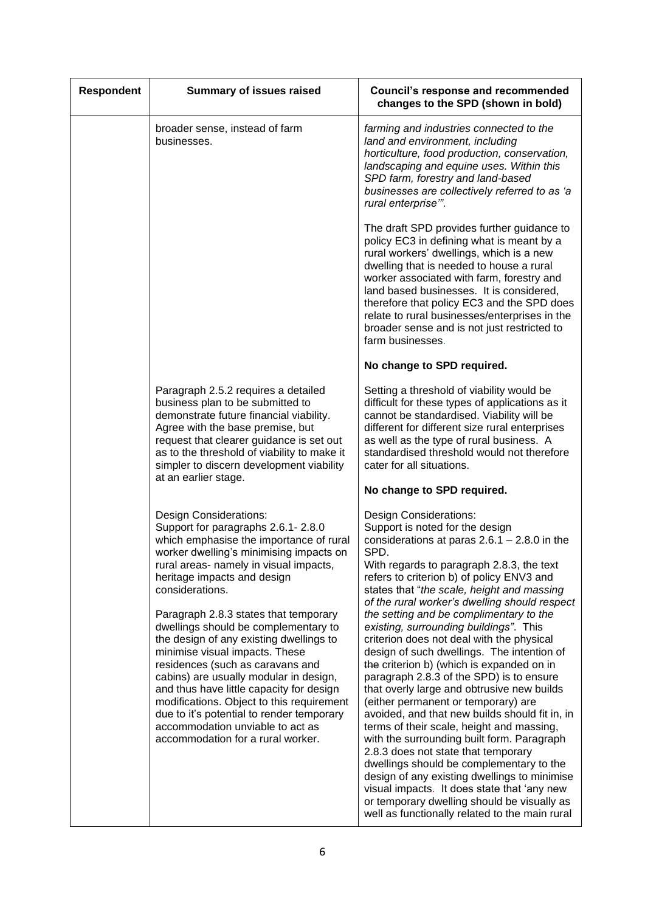| Respondent | Summary of issues raised | Council's response and recommended changes to the SPD (shown in bold) |
|---|---|---|
| | broader sense, instead of farm businesses. | *farming and industries connected to the land and environment, including horticulture, food production, conservation, landscaping and equine uses. Within this SPD farm, forestry and land-based businesses are collectively referred to as 'a rural enterprise'"*.<br><br>The draft SPD provides further guidance to policy EC3 in defining what is meant by a rural workers' dwellings, which is a new dwelling that is needed to house a rural worker associated with farm, forestry and land based businesses. It is considered, therefore that policy EC3 and the SPD does relate to rural businesses/enterprises in the broader sense and is not just restricted to farm businesses.<br><br>**No change to SPD required.** |
| | Paragraph 2.5.2 requires a detailed business plan to be submitted to demonstrate future financial viability. Agree with the base premise, but request that clearer guidance is set out as to the threshold of viability to make it simpler to discern development viability at an earlier stage. | Setting a threshold of viability would be difficult for these types of applications as it cannot be standardised. Viability will be different for different size rural enterprises as well as the type of rural business. A standardised threshold would not therefore cater for all situations.<br><br>**No change to SPD required.** |
| | Design Considerations:<br>Support for paragraphs 2.6.1- 2.8.0 which emphasise the importance of rural worker dwelling's minimising impacts on rural areas- namely in visual impacts, heritage impacts and design considerations.<br><br>Paragraph 2.8.3 states that temporary dwellings should be complementary to the design of any existing dwellings to minimise visual impacts. These residences (such as caravans and cabins) are usually modular in design, and thus have little capacity for design modifications. Object to this requirement due to it's potential to render temporary accommodation unviable to act as accommodation for a rural worker. | Design Considerations:<br>Support is noted for the design considerations at paras 2.6.1 – 2.8.0 in the SPD.<br>With regards to paragraph 2.8.3, the text refers to criterion b) of policy ENV3 and states that "*the scale, height and massing of the rural worker's dwelling should respect the setting and be complimentary to the existing, surrounding buildings"*. This criterion does not deal with the physical design of such dwellings. The intention of ~~the~~ criterion b) (which is expanded on in paragraph 2.8.3 of the SPD) is to ensure that overly large and obtrusive new builds (either permanent or temporary) are avoided, and that new builds should fit in, in terms of their scale, height and massing, with the surrounding built form. Paragraph 2.8.3 does not state that temporary dwellings should be complementary to the design of any existing dwellings to minimise visual impacts. It does state that 'any new or temporary dwelling should be visually as well as functionally related to the main rural |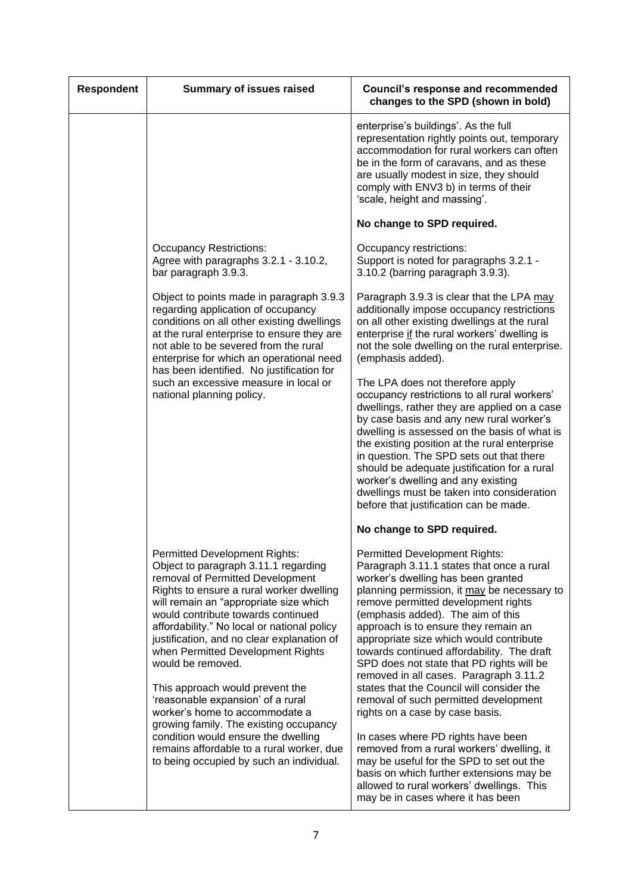| Respondent | Summary of issues raised | Council's response and recommended changes to the SPD (shown in bold) |
|---|---|---|
| | | enterprise's buildings'. As the full representation rightly points out, temporary accommodation for rural workers can often be in the form of caravans, and as these are usually modest in size, they should comply with ENV3 b) in terms of their 'scale, height and massing'.<br><br>**No change to SPD required.** |
| | Occupancy Restrictions:<br>Agree with paragraphs 3.2.1 - 3.10.2, bar paragraph 3.9.3.<br><br>Object to points made in paragraph 3.9.3 regarding application of occupancy conditions on all other existing dwellings at the rural enterprise to ensure they are not able to be severed from the rural enterprise for which an operational need has been identified. No justification for such an excessive measure in local or national planning policy. | Occupancy restrictions:<br>Support is noted for paragraphs 3.2.1 - 3.10.2 (barring paragraph 3.9.3).<br><br>Paragraph 3.9.3 is clear that the LPA <u>may</u> additionally impose occupancy restrictions on all other existing dwellings at the rural enterprise <u>if</u> the rural workers' dwelling is not the sole dwelling on the rural enterprise. (emphasis added).<br><br>The LPA does not therefore apply occupancy restrictions to all rural workers' dwellings, rather they are applied on a case by case basis and any new rural worker's dwelling is assessed on the basis of what is the existing position at the rural enterprise in question. The SPD sets out that there should be adequate justification for a rural worker's dwelling and any existing dwellings must be taken into consideration before that justification can be made.<br><br>**No change to SPD required.** |
| | Permitted Development Rights:<br>Object to paragraph 3.11.1 regarding removal of Permitted Development Rights to ensure a rural worker dwelling will remain an "appropriate size which would contribute towards continued affordability." No local or national policy justification, and no clear explanation of when Permitted Development Rights would be removed.<br><br>This approach would prevent the 'reasonable expansion' of a rural worker's home to accommodate a growing family. The existing occupancy condition would ensure the dwelling remains affordable to a rural worker, due to being occupied by such an individual. | Permitted Development Rights:<br>Paragraph 3.11.1 states that once a rural worker's dwelling has been granted planning permission, it <u>may</u> be necessary to remove permitted development rights (emphasis added). The aim of this approach is to ensure they remain an appropriate size which would contribute towards continued affordability. The draft SPD does not state that PD rights will be removed in all cases. Paragraph 3.11.2 states that the Council will consider the removal of such permitted development rights on a case by case basis.<br><br>In cases where PD rights have been removed from a rural workers' dwelling, it may be useful for the SPD to set out the basis on which further extensions may be allowed to rural workers' dwellings. This may be in cases where it has been |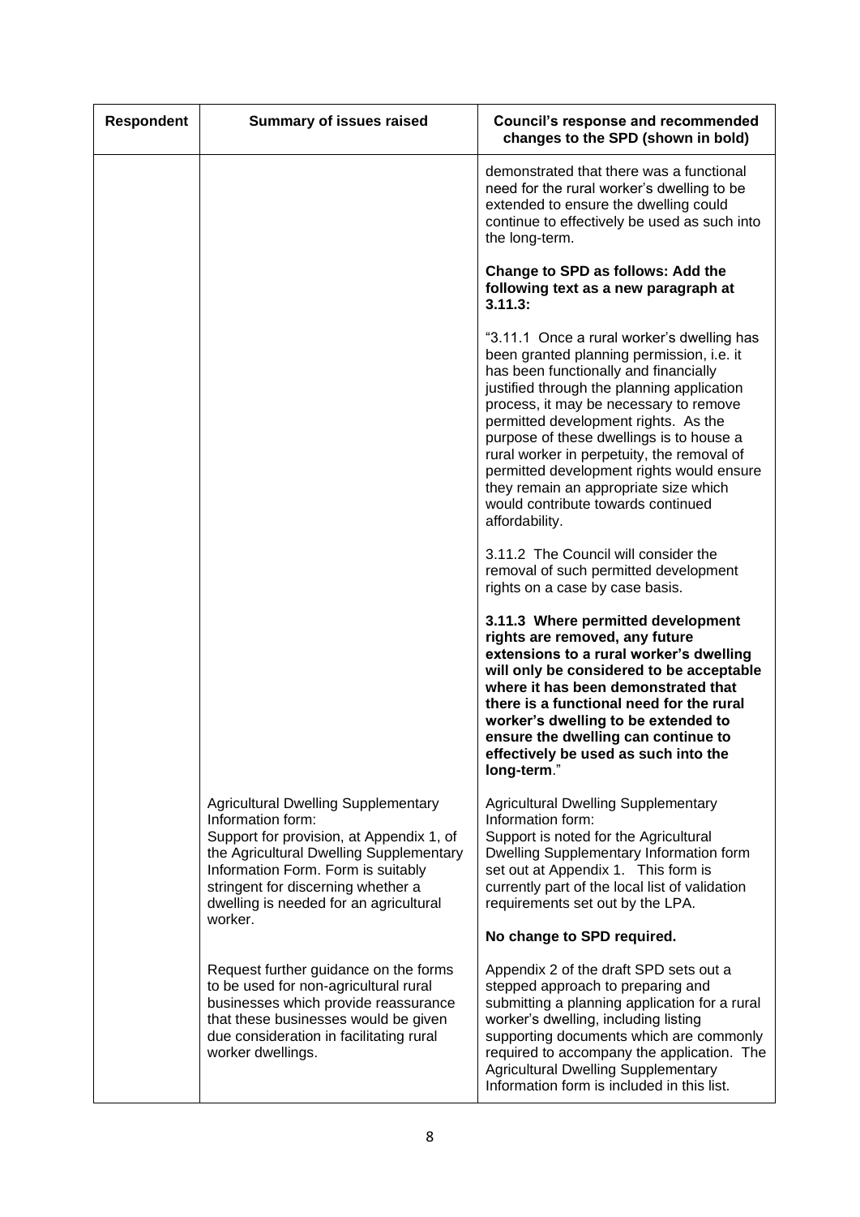| Respondent | Summary of issues raised | Council's response and recommended changes to the SPD (shown in bold) |
|---|---|---|
| | | demonstrated that there was a functional need for the rural worker's dwelling to be extended to ensure the dwelling could continue to effectively be used as such into the long-term.<br><br>**Change to SPD as follows: Add the following text as a new paragraph at 3.11.3:**<br><br>"3.11.1 Once a rural worker's dwelling has been granted planning permission, i.e. it has been functionally and financially justified through the planning application process, it may be necessary to remove permitted development rights. As the purpose of these dwellings is to house a rural worker in perpetuity, the removal of permitted development rights would ensure they remain an appropriate size which would contribute towards continued affordability.<br><br>3.11.2 The Council will consider the removal of such permitted development rights on a case by case basis.<br><br>**3.11.3 Where permitted development rights are removed, any future extensions to a rural worker's dwelling will only be considered to be acceptable where it has been demonstrated that there is a functional need for the rural worker's dwelling to be extended to ensure the dwelling can continue to effectively be used as such into the long-term**." |
| | Agricultural Dwelling Supplementary Information form:<br>Support for provision, at Appendix 1, of the Agricultural Dwelling Supplementary Information Form. Form is suitably stringent for discerning whether a dwelling is needed for an agricultural worker. | Agricultural Dwelling Supplementary Information form:<br>Support is noted for the Agricultural Dwelling Supplementary Information form set out at Appendix 1. This form is currently part of the local list of validation requirements set out by the LPA.<br><br>**No change to SPD required.** |
| | Request further guidance on the forms to be used for non-agricultural rural businesses which provide reassurance that these businesses would be given due consideration in facilitating rural worker dwellings. | Appendix 2 of the draft SPD sets out a stepped approach to preparing and submitting a planning application for a rural worker's dwelling, including listing supporting documents which are commonly required to accompany the application. The Agricultural Dwelling Supplementary Information form is included in this list. |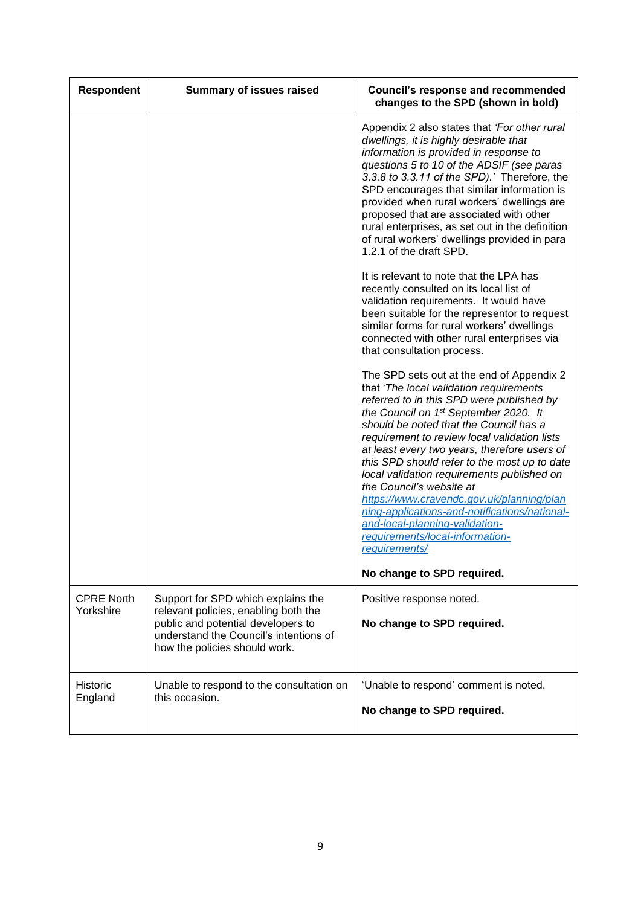| Respondent | Summary of issues raised | Council's response and recommended changes to the SPD (shown in bold) |
|---|---|---|
| | | Appendix 2 also states that *'For other rural dwellings, it is highly desirable that information is provided in response to questions 5 to 10 of the ADSIF (see paras 3.3.8 to 3.3.11 of the SPD).'* Therefore, the SPD encourages that similar information is provided when rural workers' dwellings are proposed that are associated with other rural enterprises, as set out in the definition of rural workers' dwellings provided in para 1.2.1 of the draft SPD.<br><br>It is relevant to note that the LPA has recently consulted on its local list of validation requirements. It would have been suitable for the representor to request similar forms for rural workers' dwellings connected with other rural enterprises via that consultation process.<br><br>The SPD sets out at the end of Appendix 2 that '*The local validation requirements referred to in this SPD were published by the Council on 1st September 2020. It should be noted that the Council has a requirement to review local validation lists at least every two years, therefore users of this SPD should refer to the most up to date local validation requirements published on the Council's website at* https://www.cravendc.gov.uk/planning/planning-applications-and-notifications/national-and-local-planning-validation-requirements/local-information-requirements/<br><br>**No change to SPD required.** |
| CPRE North Yorkshire | Support for SPD which explains the relevant policies, enabling both the public and potential developers to understand the Council's intentions of how the policies should work. | Positive response noted.<br><br>**No change to SPD required.** |
| Historic England | Unable to respond to the consultation on this occasion. | 'Unable to respond' comment is noted.<br><br>**No change to SPD required.** |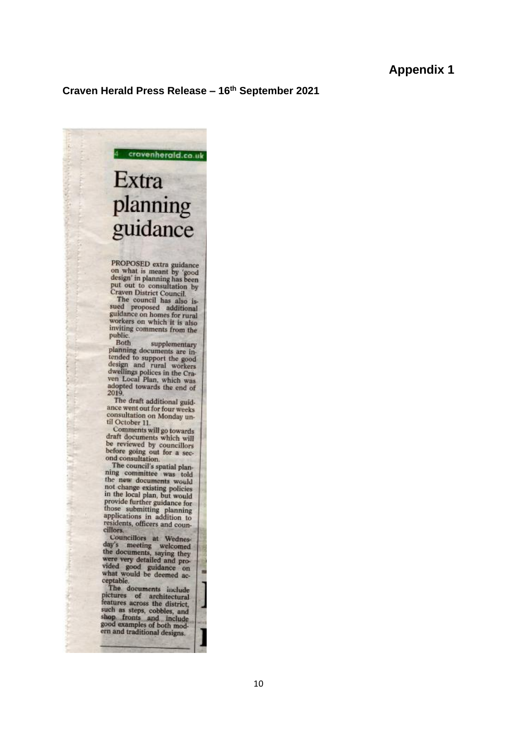# Appendix 1

## Craven Herald Press Release – 16th September 2021

cravenherald.co.uk

# Extra planning guidance

PROPOSED extra guidance on what is meant by 'good design' in planning has been put out to consultation by Craven District Council.

The council has also issued proposed additional guidance on homes for rural workers on which it is also inviting comments from the public.

Both supplementary planning documents are intended to support the good design and rural workers dwellings polices in the Craven Local Plan, which was adopted towards the end of 2019.

The draft additional guidance went out for four weeks consultation on Monday until October 11.

Comments will go towards draft documents which will be reviewed by councillors before going out for a second consultation.

The council's spatial planning committee was told the new documents would not change existing policies in the local plan, but would provide further guidance for those submitting planning applications in addition to residents, officers and councillors.

Councillors at Wednesday's meeting welcomed the documents, saying they were very detailed and provided good guidance on what would be deemed acceptable.

The documents include pictures of architectural features across the district, such as steps, cobbles, and shop fronts and include good examples of both modern and traditional designs.